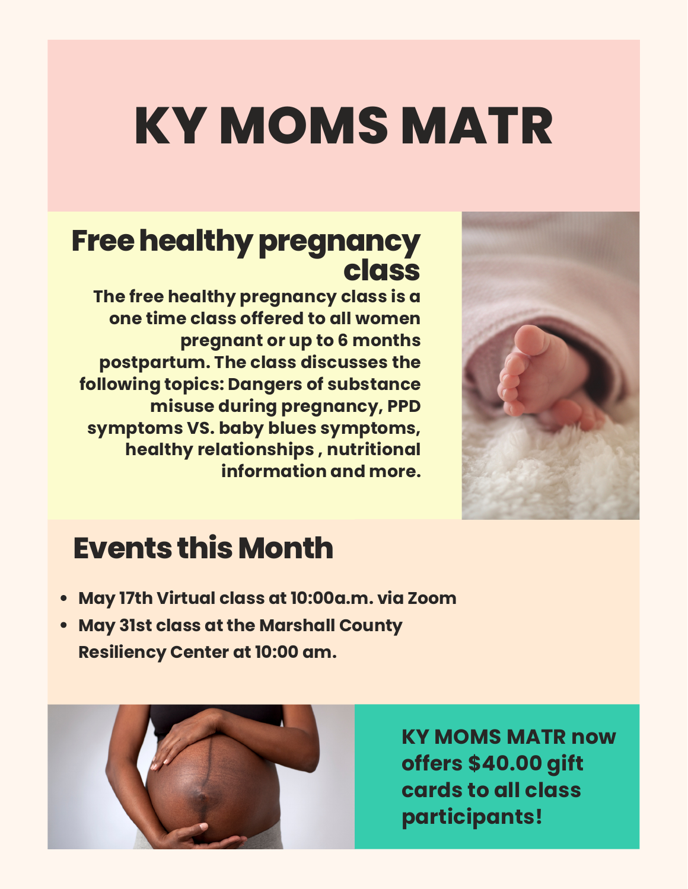# KY MOMS MATR

## Free healthy pregnancy class

**The free healthy pregnancy class is a one time class offered to all women pregnant or up to 6 months postpartum. The class discusses the following topics: Dangers of substance misuse during pregnancy, PPD symptoms VS. baby blues symptoms, healthy relationships , nutritional information and more.**

## Events this Month

- **May 17th Virtual class at 10:00a.m. via Zoom**
- **May 31st class at the Marshall County Resiliency Center at 10:00 am.**

**KY MOMS MATR now offers $40.00 gift cards to all class participants!**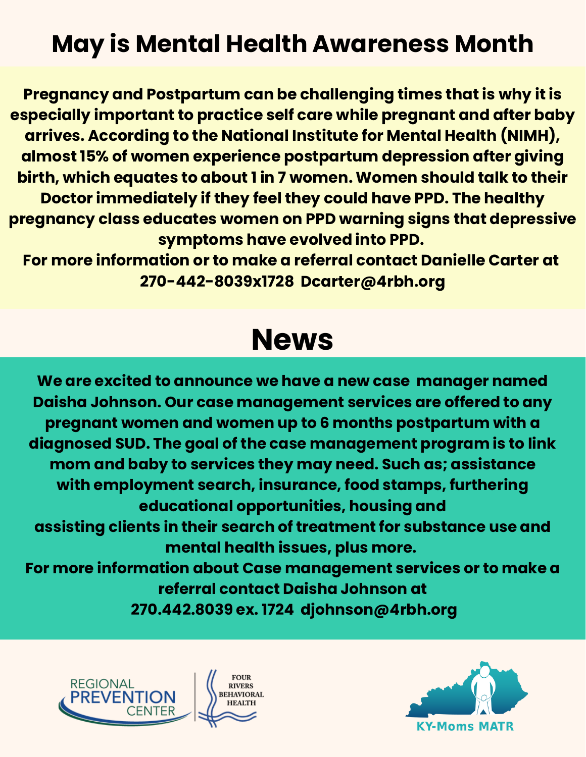# May is Mental Health Awareness Month

**Pregnancy and Postpartum can be challenging times that is why it is especially important to practice self care while pregnant and after baby arrives. According to the National Institute for Mental Health (NIMH), almost 15% of women experience postpartum depression after giving birth, which equates to about 1 in 7 women. Women should talk to their Doctor immediately if they feel they could have PPD. The healthy pregnancy class educates women on PPD warning signs that depressive symptoms have evolved into PPD.**

**For more information or to make a referral contact Danielle Carter at 270-442-8039x1728 Dcarter@4rbh.org**

# News

**We are excited to announce we have a new case manager named Daisha Johnson. Our case management services are offered to any pregnant women and women up to 6 months postpartum with a diagnosed SUD. The goal of the case management program is to link mom and baby to services they may need. Such as; assistance with employment search, insurance, food stamps, furthering educational opportunities, housing and assisting clients in their search of treatment for substance use and mental health issues, plus more.**

**For more information about Case management services or to make a referral contact Daisha Johnson at 270.442.8039 ex. 1724 djohnson@4rbh.org**

REGIONAL PREVENTION CENTER

FOUR RIVERS BEHAVIORAL HEALTH

KY-Moms MATR